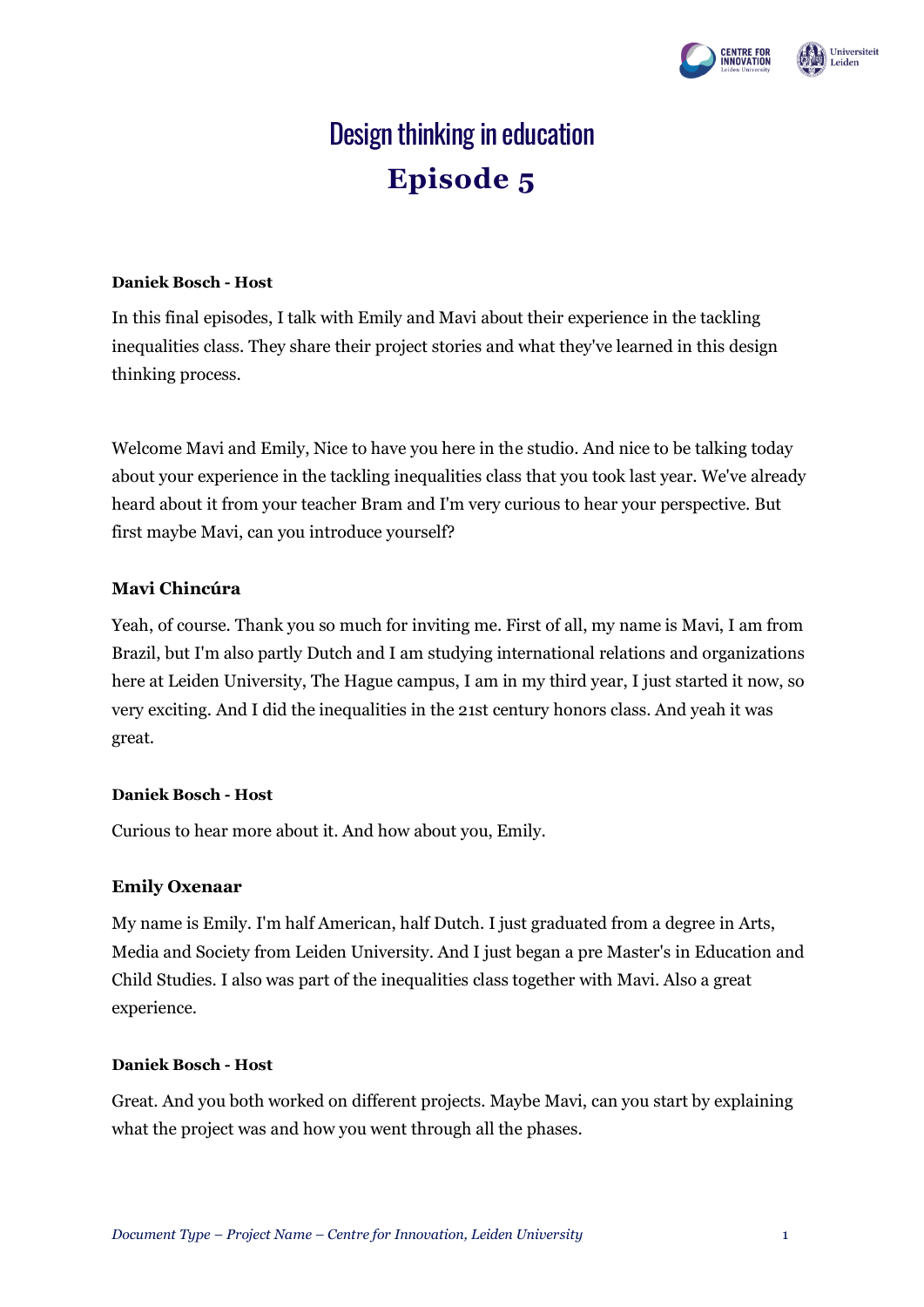# Design thinking in education

## Episode 5

**Daniek Bosch - Host**

In this final episodes, I talk with Emily and Mavi about their experience in the tackling inequalities class. They share their project stories and what they've learned in this design thinking process.

Welcome Mavi and Emily, Nice to have you here in the studio. And nice to be talking today about your experience in the tackling inequalities class that you took last year. We've already heard about it from your teacher Bram and I'm very curious to hear your perspective. But first maybe Mavi, can you introduce yourself?

**Mavi Chincúra**

Yeah, of course. Thank you so much for inviting me. First of all, my name is Mavi, I am from Brazil, but I'm also partly Dutch and I am studying international relations and organizations here at Leiden University, The Hague campus, I am in my third year, I just started it now, so very exciting. And I did the inequalities in the 21st century honors class. And yeah it was great.

**Daniek Bosch - Host**

Curious to hear more about it. And how about you, Emily.

**Emily Oxenaar**

My name is Emily. I'm half American, half Dutch. I just graduated from a degree in Arts, Media and Society from Leiden University. And I just began a pre Master's in Education and Child Studies. I also was part of the inequalities class together with Mavi. Also a great experience.

**Daniek Bosch - Host**

Great. And you both worked on different projects. Maybe Mavi, can you start by explaining what the project was and how you went through all the phases.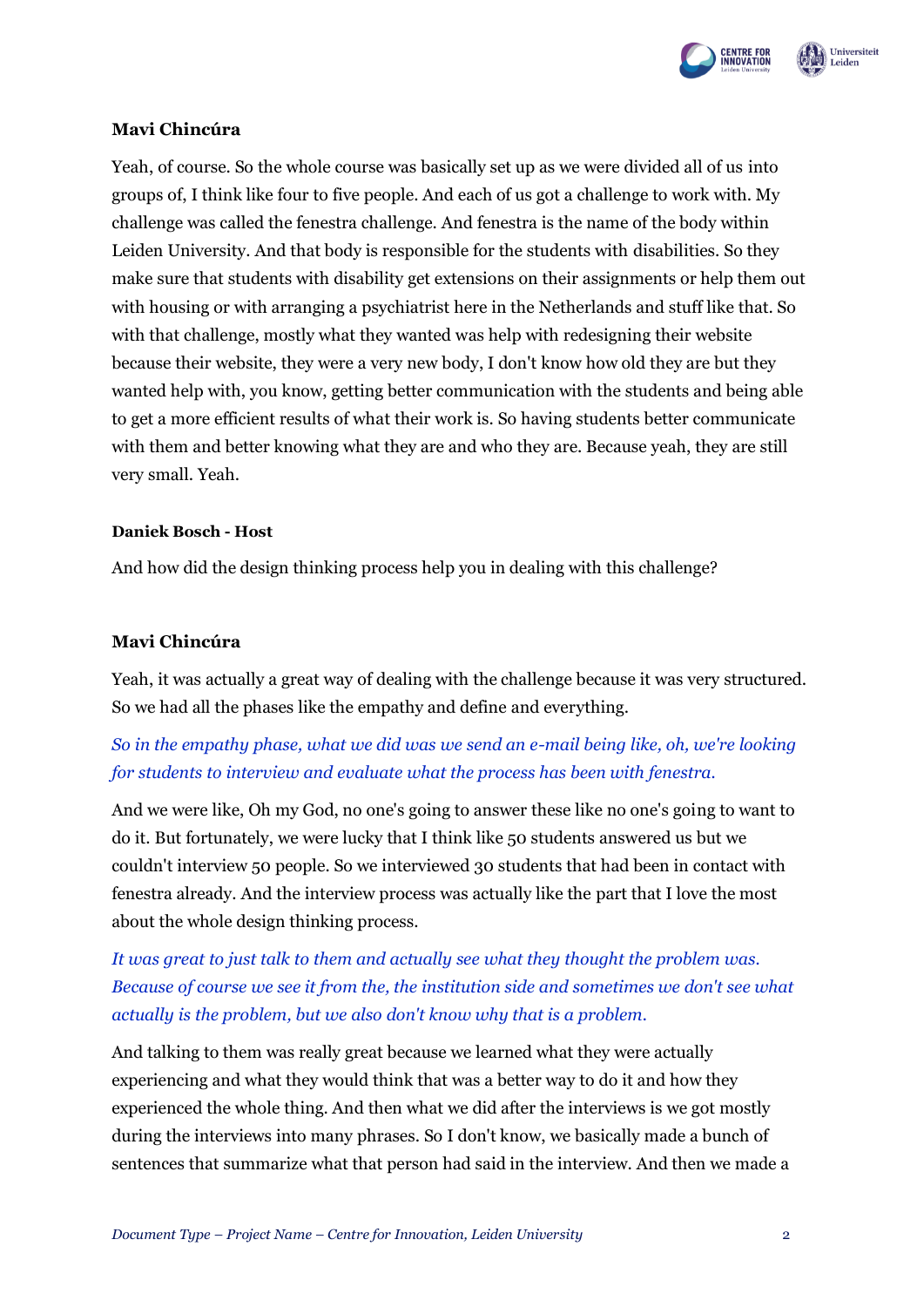**Mavi Chincúra**

Yeah, of course. So the whole course was basically set up as we were divided all of us into groups of, I think like four to five people. And each of us got a challenge to work with. My challenge was called the fenestra challenge. And fenestra is the name of the body within Leiden University. And that body is responsible for the students with disabilities. So they make sure that students with disability get extensions on their assignments or help them out with housing or with arranging a psychiatrist here in the Netherlands and stuff like that. So with that challenge, mostly what they wanted was help with redesigning their website because their website, they were a very new body, I don't know how old they are but they wanted help with, you know, getting better communication with the students and being able to get a more efficient results of what their work is. So having students better communicate with them and better knowing what they are and who they are. Because yeah, they are still very small. Yeah.

**Daniek Bosch - Host**

And how did the design thinking process help you in dealing with this challenge?

**Mavi Chincúra**

Yeah, it was actually a great way of dealing with the challenge because it was very structured. So we had all the phases like the empathy and define and everything.

*So in the empathy phase, what we did was we send an e-mail being like, oh, we're looking for students to interview and evaluate what the process has been with fenestra.*

And we were like, Oh my God, no one's going to answer these like no one's going to want to do it. But fortunately, we were lucky that I think like 50 students answered us but we couldn't interview 50 people. So we interviewed 30 students that had been in contact with fenestra already. And the interview process was actually like the part that I love the most about the whole design thinking process.

*It was great to just talk to them and actually see what they thought the problem was. Because of course we see it from the, the institution side and sometimes we don't see what actually is the problem, but we also don't know why that is a problem.*

And talking to them was really great because we learned what they were actually experiencing and what they would think that was a better way to do it and how they experienced the whole thing. And then what we did after the interviews is we got mostly during the interviews into many phrases. So I don't know, we basically made a bunch of sentences that summarize what that person had said in the interview. And then we made a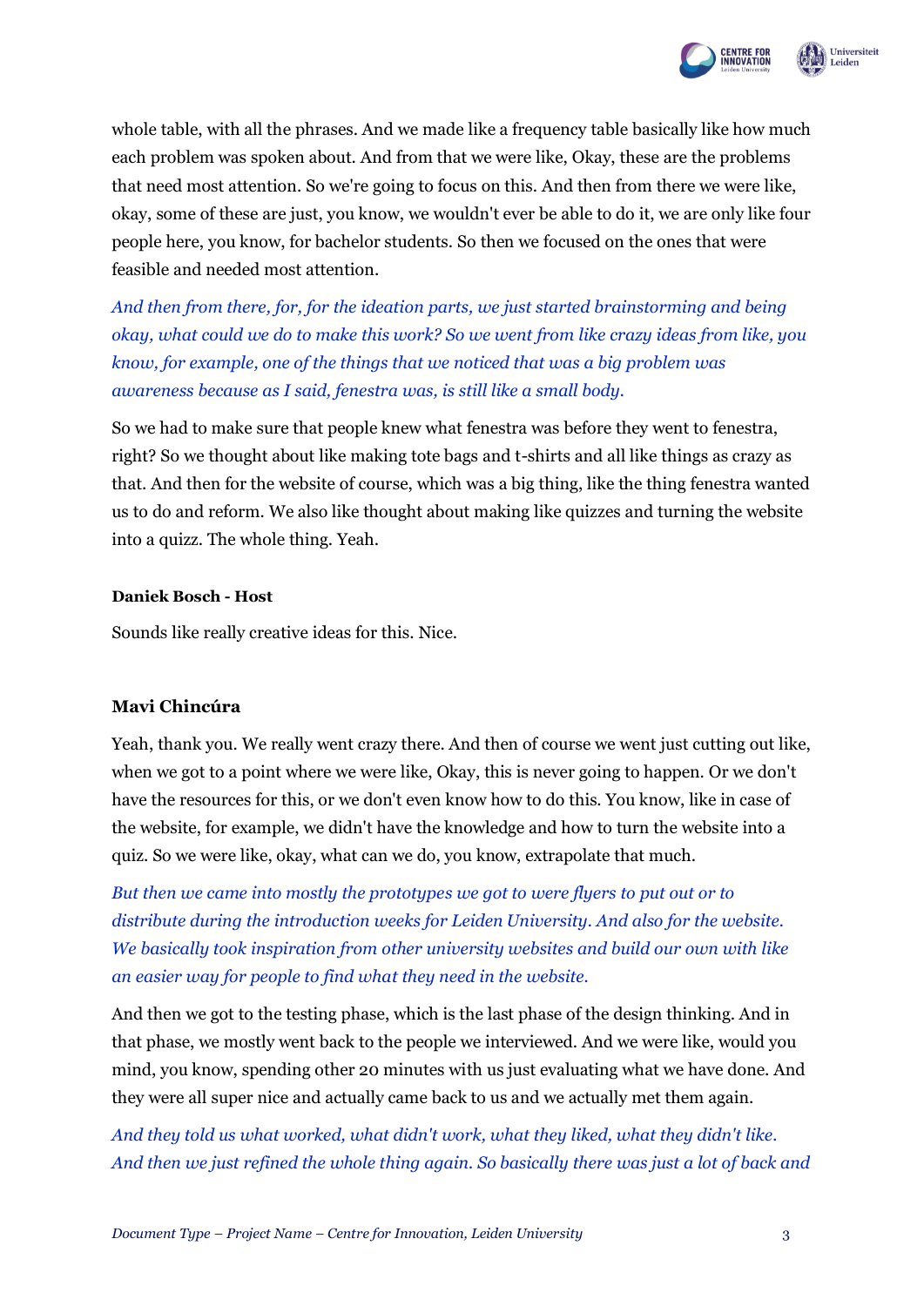whole table, with all the phrases. And we made like a frequency table basically like how much each problem was spoken about. And from that we were like, Okay, these are the problems that need most attention. So we're going to focus on this. And then from there we were like, okay, some of these are just, you know, we wouldn't ever be able to do it, we are only like four people here, you know, for bachelor students. So then we focused on the ones that were feasible and needed most attention.

*And then from there, for, for the ideation parts, we just started brainstorming and being okay, what could we do to make this work? So we went from like crazy ideas from like, you know, for example, one of the things that we noticed that was a big problem was awareness because as I said, fenestra was, is still like a small body.*

So we had to make sure that people knew what fenestra was before they went to fenestra, right? So we thought about like making tote bags and t-shirts and all like things as crazy as that. And then for the website of course, which was a big thing, like the thing fenestra wanted us to do and reform. We also like thought about making like quizzes and turning the website into a quizz. The whole thing. Yeah.

**Daniek Bosch - Host**

Sounds like really creative ideas for this. Nice.

**Mavi Chincúra**

Yeah, thank you. We really went crazy there. And then of course we went just cutting out like, when we got to a point where we were like, Okay, this is never going to happen. Or we don't have the resources for this, or we don't even know how to do this. You know, like in case of the website, for example, we didn't have the knowledge and how to turn the website into a quiz. So we were like, okay, what can we do, you know, extrapolate that much.

*But then we came into mostly the prototypes we got to were flyers to put out or to distribute during the introduction weeks for Leiden University. And also for the website. We basically took inspiration from other university websites and build our own with like an easier way for people to find what they need in the website.*

And then we got to the testing phase, which is the last phase of the design thinking. And in that phase, we mostly went back to the people we interviewed. And we were like, would you mind, you know, spending other 20 minutes with us just evaluating what we have done. And they were all super nice and actually came back to us and we actually met them again.

*And they told us what worked, what didn't work, what they liked, what they didn't like. And then we just refined the whole thing again. So basically there was just a lot of back and*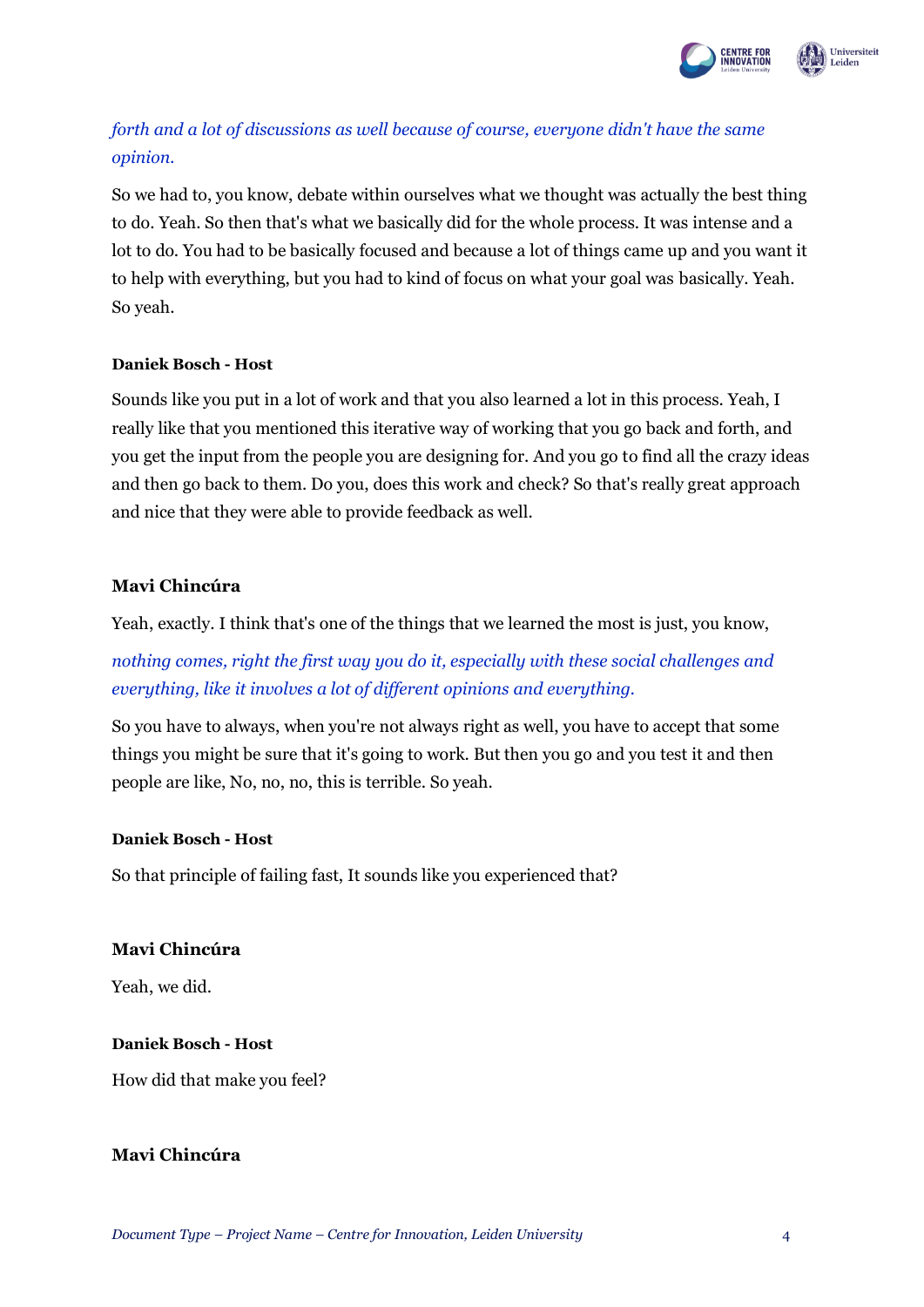*forth and a lot of discussions as well because of course, everyone didn't have the same opinion.*

So we had to, you know, debate within ourselves what we thought was actually the best thing to do. Yeah. So then that's what we basically did for the whole process. It was intense and a lot to do. You had to be basically focused and because a lot of things came up and you want it to help with everything, but you had to kind of focus on what your goal was basically. Yeah. So yeah.

**Daniek Bosch - Host**

Sounds like you put in a lot of work and that you also learned a lot in this process. Yeah, I really like that you mentioned this iterative way of working that you go back and forth, and you get the input from the people you are designing for. And you go to find all the crazy ideas and then go back to them. Do you, does this work and check? So that's really great approach and nice that they were able to provide feedback as well.

**Mavi Chincúra**

Yeah, exactly. I think that's one of the things that we learned the most is just, you know,

*nothing comes, right the first way you do it, especially with these social challenges and everything, like it involves a lot of different opinions and everything.*

So you have to always, when you're not always right as well, you have to accept that some things you might be sure that it's going to work. But then you go and you test it and then people are like, No, no, no, this is terrible. So yeah.

**Daniek Bosch - Host**

So that principle of failing fast, It sounds like you experienced that?

**Mavi Chincúra**

Yeah, we did.

**Daniek Bosch - Host**

How did that make you feel?

**Mavi Chincúra**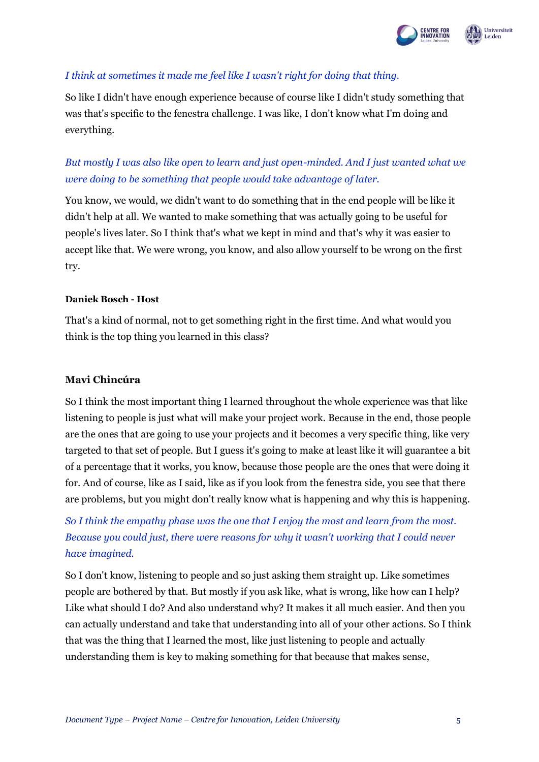*I think at sometimes it made me feel like I wasn't right for doing that thing.*

So like I didn't have enough experience because of course like I didn't study something that was that's specific to the fenestra challenge. I was like, I don't know what I'm doing and everything.

*But mostly I was also like open to learn and just open-minded. And I just wanted what we were doing to be something that people would take advantage of later.*

You know, we would, we didn't want to do something that in the end people will be like it didn't help at all. We wanted to make something that was actually going to be useful for people's lives later. So I think that's what we kept in mind and that's why it was easier to accept like that. We were wrong, you know, and also allow yourself to be wrong on the first try.

**Daniek Bosch - Host**

That's a kind of normal, not to get something right in the first time. And what would you think is the top thing you learned in this class?

**Mavi Chincúra**

So I think the most important thing I learned throughout the whole experience was that like listening to people is just what will make your project work. Because in the end, those people are the ones that are going to use your projects and it becomes a very specific thing, like very targeted to that set of people. But I guess it's going to make at least like it will guarantee a bit of a percentage that it works, you know, because those people are the ones that were doing it for. And of course, like as I said, like as if you look from the fenestra side, you see that there are problems, but you might don't really know what is happening and why this is happening.

*So I think the empathy phase was the one that I enjoy the most and learn from the most. Because you could just, there were reasons for why it wasn't working that I could never have imagined.*

So I don't know, listening to people and so just asking them straight up. Like sometimes people are bothered by that. But mostly if you ask like, what is wrong, like how can I help? Like what should I do? And also understand why? It makes it all much easier. And then you can actually understand and take that understanding into all of your other actions. So I think that was the thing that I learned the most, like just listening to people and actually understanding them is key to making something for that because that makes sense,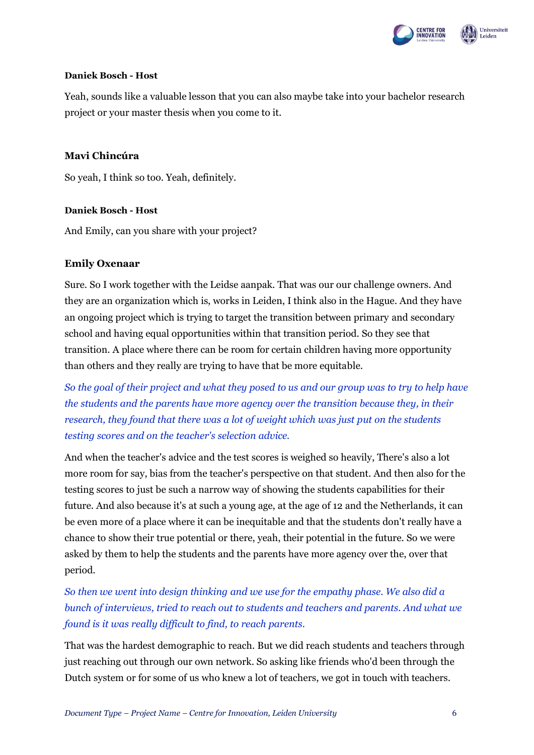**Daniek Bosch - Host**

Yeah, sounds like a valuable lesson that you can also maybe take into your bachelor research project or your master thesis when you come to it.

**Mavi Chincúra**

So yeah, I think so too. Yeah, definitely.

**Daniek Bosch - Host**

And Emily, can you share with your project?

**Emily Oxenaar**

Sure. So I work together with the Leidse aanpak. That was our our challenge owners. And they are an organization which is, works in Leiden, I think also in the Hague. And they have an ongoing project which is trying to target the transition between primary and secondary school and having equal opportunities within that transition period. So they see that transition. A place where there can be room for certain children having more opportunity than others and they really are trying to have that be more equitable.

*So the goal of their project and what they posed to us and our group was to try to help have the students and the parents have more agency over the transition because they, in their research, they found that there was a lot of weight which was just put on the students testing scores and on the teacher's selection advice.*

And when the teacher's advice and the test scores is weighed so heavily, There's also a lot more room for say, bias from the teacher's perspective on that student. And then also for the testing scores to just be such a narrow way of showing the students capabilities for their future. And also because it's at such a young age, at the age of 12 and the Netherlands, it can be even more of a place where it can be inequitable and that the students don't really have a chance to show their true potential or there, yeah, their potential in the future. So we were asked by them to help the students and the parents have more agency over the, over that period.

*So then we went into design thinking and we use for the empathy phase. We also did a bunch of interviews, tried to reach out to students and teachers and parents. And what we found is it was really difficult to find, to reach parents.*

That was the hardest demographic to reach. But we did reach students and teachers through just reaching out through our own network. So asking like friends who'd been through the Dutch system or for some of us who knew a lot of teachers, we got in touch with teachers.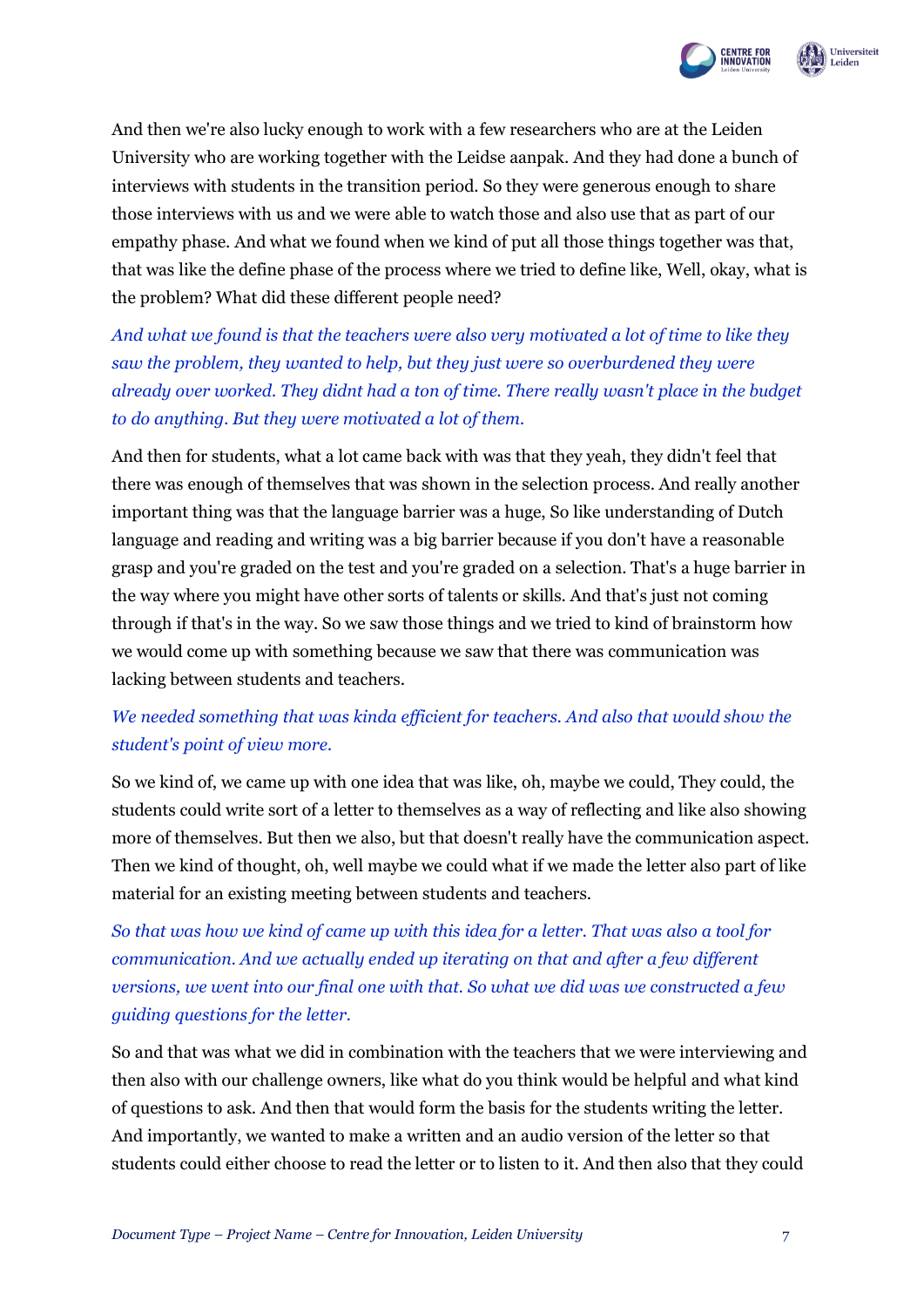And then we're also lucky enough to work with a few researchers who are at the Leiden University who are working together with the Leidse aanpak. And they had done a bunch of interviews with students in the transition period. So they were generous enough to share those interviews with us and we were able to watch those and also use that as part of our empathy phase. And what we found when we kind of put all those things together was that, that was like the define phase of the process where we tried to define like, Well, okay, what is the problem? What did these different people need?

*And what we found is that the teachers were also very motivated a lot of time to like they saw the problem, they wanted to help, but they just were so overburdened they were already over worked. They didnt had a ton of time. There really wasn't place in the budget to do anything. But they were motivated a lot of them.*

And then for students, what a lot came back with was that they yeah, they didn't feel that there was enough of themselves that was shown in the selection process. And really another important thing was that the language barrier was a huge, So like understanding of Dutch language and reading and writing was a big barrier because if you don't have a reasonable grasp and you're graded on the test and you're graded on a selection. That's a huge barrier in the way where you might have other sorts of talents or skills. And that's just not coming through if that's in the way. So we saw those things and we tried to kind of brainstorm how we would come up with something because we saw that there was communication was lacking between students and teachers.

*We needed something that was kinda efficient for teachers. And also that would show the student's point of view more.*

So we kind of, we came up with one idea that was like, oh, maybe we could, They could, the students could write sort of a letter to themselves as a way of reflecting and like also showing more of themselves. But then we also, but that doesn't really have the communication aspect. Then we kind of thought, oh, well maybe we could what if we made the letter also part of like material for an existing meeting between students and teachers.

*So that was how we kind of came up with this idea for a letter. That was also a tool for communication. And we actually ended up iterating on that and after a few different versions, we went into our final one with that. So what we did was we constructed a few guiding questions for the letter.*

So and that was what we did in combination with the teachers that we were interviewing and then also with our challenge owners, like what do you think would be helpful and what kind of questions to ask. And then that would form the basis for the students writing the letter. And importantly, we wanted to make a written and an audio version of the letter so that students could either choose to read the letter or to listen to it. And then also that they could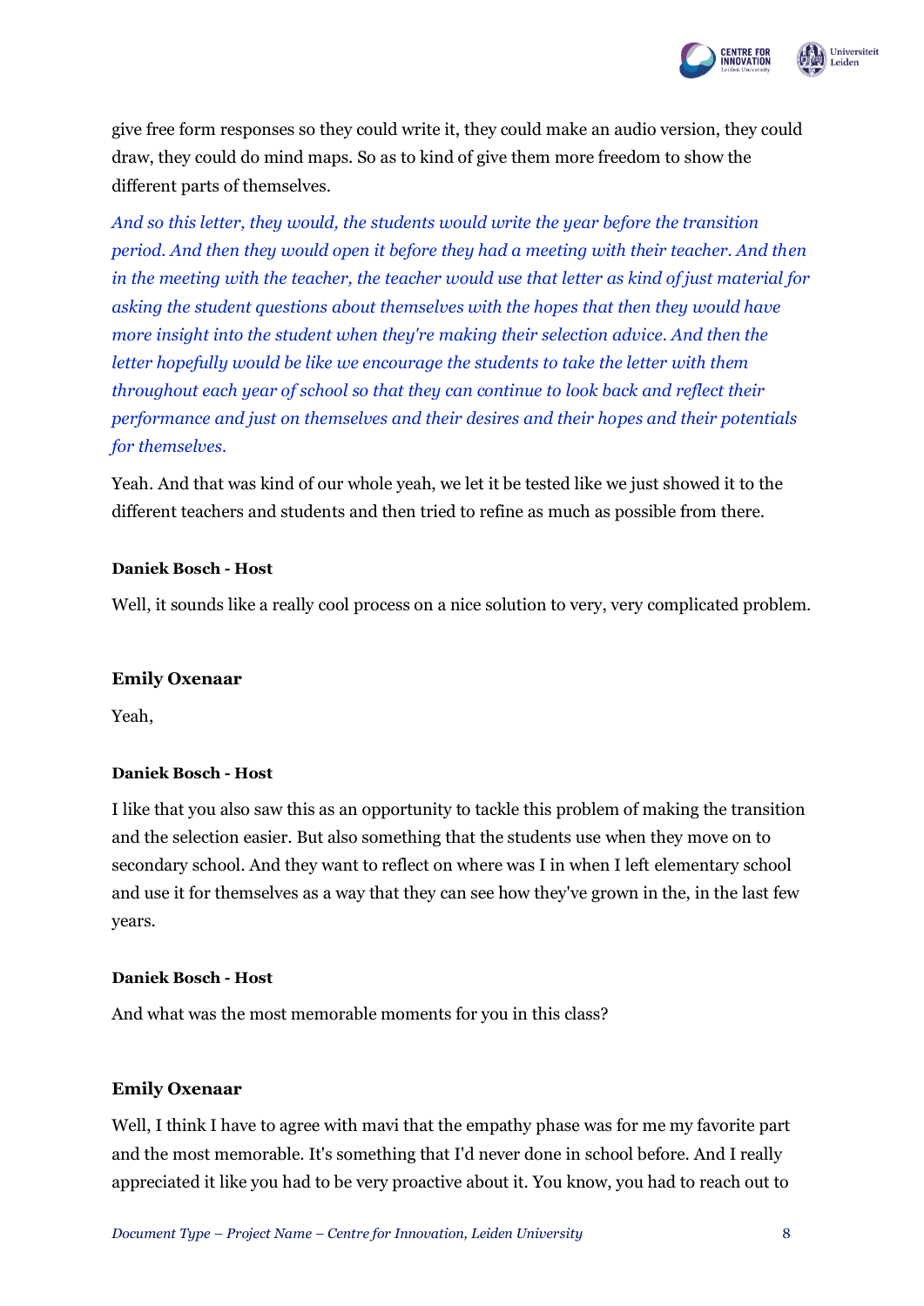give free form responses so they could write it, they could make an audio version, they could draw, they could do mind maps. So as to kind of give them more freedom to show the different parts of themselves.

*And so this letter, they would, the students would write the year before the transition period. And then they would open it before they had a meeting with their teacher. And then in the meeting with the teacher, the teacher would use that letter as kind of just material for asking the student questions about themselves with the hopes that then they would have more insight into the student when they're making their selection advice. And then the letter hopefully would be like we encourage the students to take the letter with them throughout each year of school so that they can continue to look back and reflect their performance and just on themselves and their desires and their hopes and their potentials for themselves.*

Yeah. And that was kind of our whole yeah, we let it be tested like we just showed it to the different teachers and students and then tried to refine as much as possible from there.

**Daniek Bosch - Host**

Well, it sounds like a really cool process on a nice solution to very, very complicated problem.

**Emily Oxenaar**

Yeah,

**Daniek Bosch - Host**

I like that you also saw this as an opportunity to tackle this problem of making the transition and the selection easier. But also something that the students use when they move on to secondary school. And they want to reflect on where was I in when I left elementary school and use it for themselves as a way that they can see how they've grown in the, in the last few years.

**Daniek Bosch - Host**

And what was the most memorable moments for you in this class?

**Emily Oxenaar**

Well, I think I have to agree with mavi that the empathy phase was for me my favorite part and the most memorable. It's something that I'd never done in school before. And I really appreciated it like you had to be very proactive about it. You know, you had to reach out to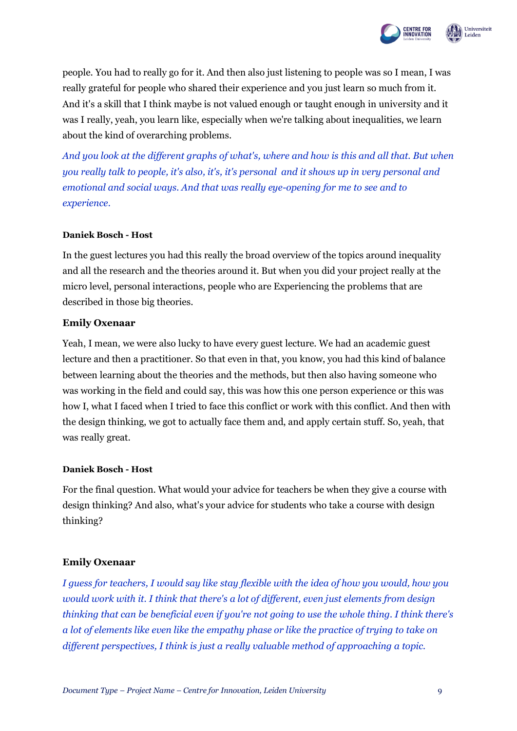people. You had to really go for it. And then also just listening to people was so I mean, I was really grateful for people who shared their experience and you just learn so much from it. And it's a skill that I think maybe is not valued enough or taught enough in university and it was I really, yeah, you learn like, especially when we're talking about inequalities, we learn about the kind of overarching problems.

*And you look at the different graphs of what's, where and how is this and all that. But when you really talk to people, it's also, it's, it's personal and it shows up in very personal and emotional and social ways. And that was really eye-opening for me to see and to experience.*

**Daniek Bosch - Host**

In the guest lectures you had this really the broad overview of the topics around inequality and all the research and the theories around it. But when you did your project really at the micro level, personal interactions, people who are Experiencing the problems that are described in those big theories.

**Emily Oxenaar**

Yeah, I mean, we were also lucky to have every guest lecture. We had an academic guest lecture and then a practitioner. So that even in that, you know, you had this kind of balance between learning about the theories and the methods, but then also having someone who was working in the field and could say, this was how this one person experience or this was how I, what I faced when I tried to face this conflict or work with this conflict. And then with the design thinking, we got to actually face them and, and apply certain stuff. So, yeah, that was really great.

**Daniek Bosch - Host**

For the final question. What would your advice for teachers be when they give a course with design thinking? And also, what's your advice for students who take a course with design thinking?

**Emily Oxenaar**

*I guess for teachers, I would say like stay flexible with the idea of how you would, how you would work with it. I think that there's a lot of different, even just elements from design thinking that can be beneficial even if you're not going to use the whole thing. I think there's a lot of elements like even like the empathy phase or like the practice of trying to take on different perspectives, I think is just a really valuable method of approaching a topic.*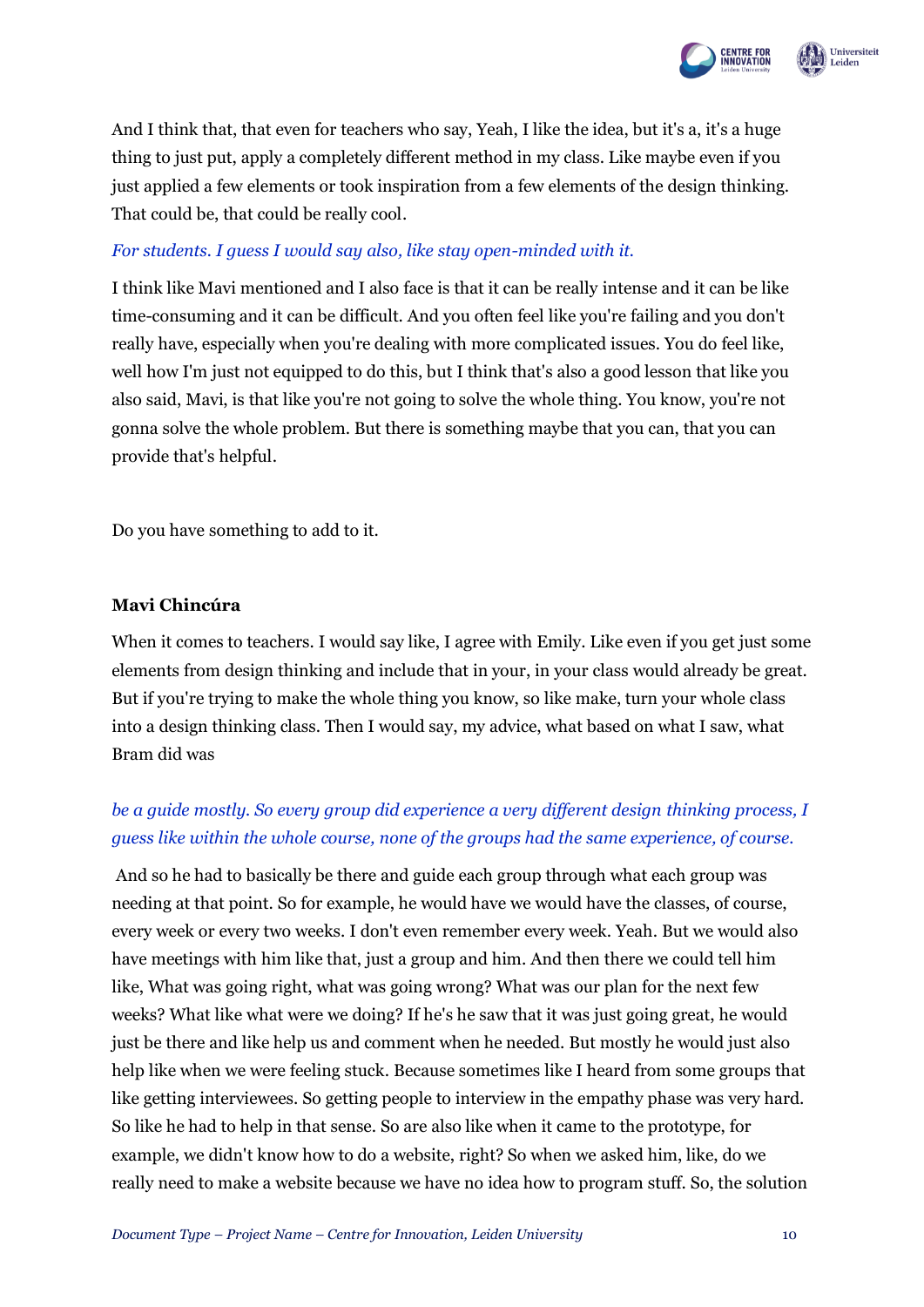And I think that, that even for teachers who say, Yeah, I like the idea, but it's a, it's a huge thing to just put, apply a completely different method in my class. Like maybe even if you just applied a few elements or took inspiration from a few elements of the design thinking. That could be, that could be really cool.

*For students. I guess I would say also, like stay open-minded with it.*

I think like Mavi mentioned and I also face is that it can be really intense and it can be like time-consuming and it can be difficult. And you often feel like you're failing and you don't really have, especially when you're dealing with more complicated issues. You do feel like, well how I'm just not equipped to do this, but I think that's also a good lesson that like you also said, Mavi, is that like you're not going to solve the whole thing. You know, you're not gonna solve the whole problem. But there is something maybe that you can, that you can provide that's helpful.

Do you have something to add to it.

**Mavi Chincúra**

When it comes to teachers. I would say like, I agree with Emily. Like even if you get just some elements from design thinking and include that in your, in your class would already be great. But if you're trying to make the whole thing you know, so like make, turn your whole class into a design thinking class. Then I would say, my advice, what based on what I saw, what Bram did was

*be a guide mostly. So every group did experience a very different design thinking process, I guess like within the whole course, none of the groups had the same experience, of course.*

And so he had to basically be there and guide each group through what each group was needing at that point. So for example, he would have we would have the classes, of course, every week or every two weeks. I don't even remember every week. Yeah. But we would also have meetings with him like that, just a group and him. And then there we could tell him like, What was going right, what was going wrong? What was our plan for the next few weeks? What like what were we doing? If he's he saw that it was just going great, he would just be there and like help us and comment when he needed. But mostly he would just also help like when we were feeling stuck. Because sometimes like I heard from some groups that like getting interviewees. So getting people to interview in the empathy phase was very hard. So like he had to help in that sense. So are also like when it came to the prototype, for example, we didn't know how to do a website, right? So when we asked him, like, do we really need to make a website because we have no idea how to program stuff. So, the solution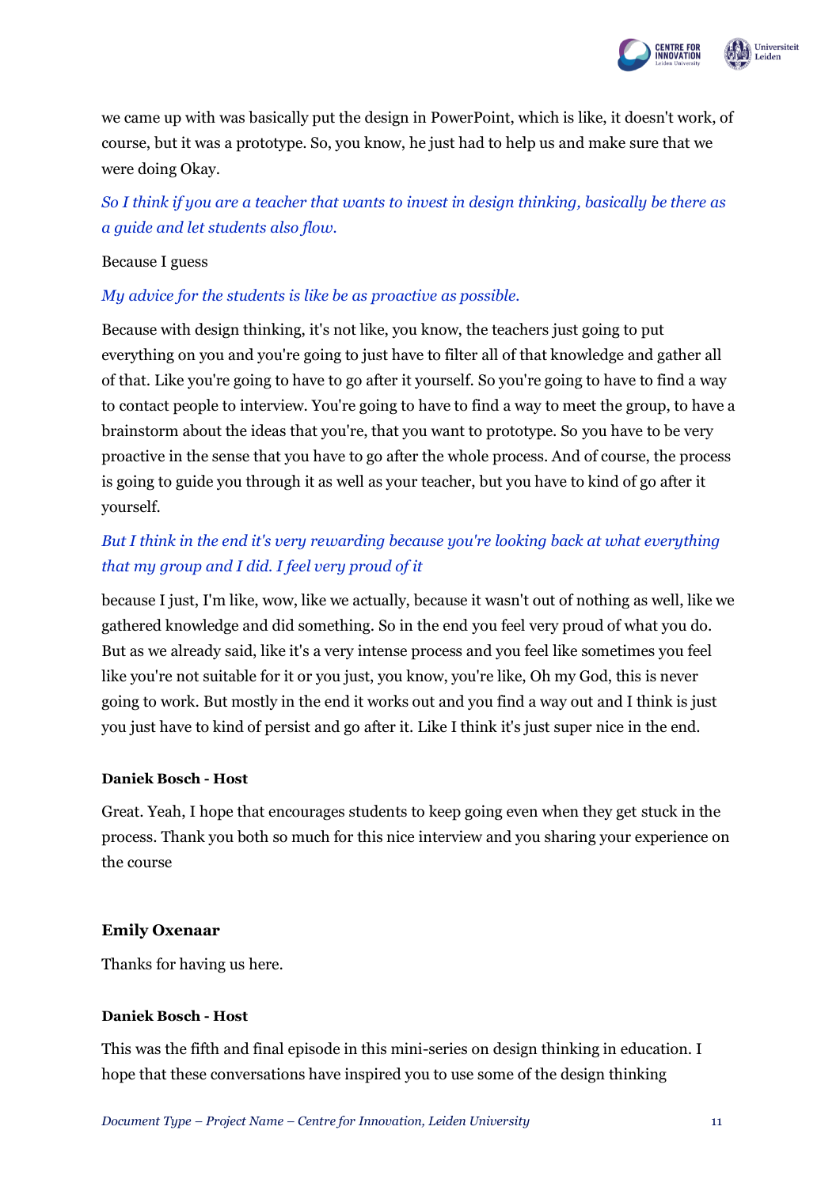we came up with was basically put the design in PowerPoint, which is like, it doesn't work, of course, but it was a prototype. So, you know, he just had to help us and make sure that we were doing Okay.

*So I think if you are a teacher that wants to invest in design thinking, basically be there as a guide and let students also flow.*

Because I guess

*My advice for the students is like be as proactive as possible.*

Because with design thinking, it's not like, you know, the teachers just going to put everything on you and you're going to just have to filter all of that knowledge and gather all of that. Like you're going to have to go after it yourself. So you're going to have to find a way to contact people to interview. You're going to have to find a way to meet the group, to have a brainstorm about the ideas that you're, that you want to prototype. So you have to be very proactive in the sense that you have to go after the whole process. And of course, the process is going to guide you through it as well as your teacher, but you have to kind of go after it yourself.

*But I think in the end it's very rewarding because you're looking back at what everything that my group and I did. I feel very proud of it*

because I just, I'm like, wow, like we actually, because it wasn't out of nothing as well, like we gathered knowledge and did something. So in the end you feel very proud of what you do. But as we already said, like it's a very intense process and you feel like sometimes you feel like you're not suitable for it or you just, you know, you're like, Oh my God, this is never going to work. But mostly in the end it works out and you find a way out and I think is just you just have to kind of persist and go after it. Like I think it's just super nice in the end.

**Daniek Bosch - Host**

Great. Yeah, I hope that encourages students to keep going even when they get stuck in the process. Thank you both so much for this nice interview and you sharing your experience on the course

**Emily Oxenaar**

Thanks for having us here.

**Daniek Bosch - Host**

This was the fifth and final episode in this mini-series on design thinking in education. I hope that these conversations have inspired you to use some of the design thinking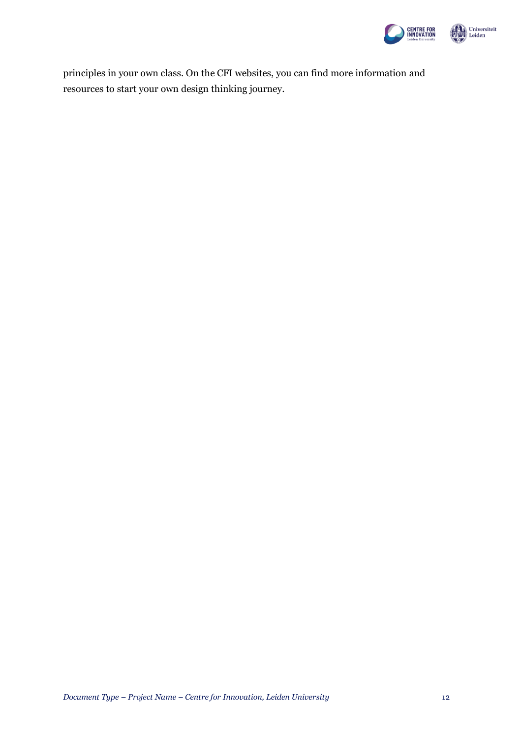principles in your own class. On the CFI websites, you can find more information and resources to start your own design thinking journey.